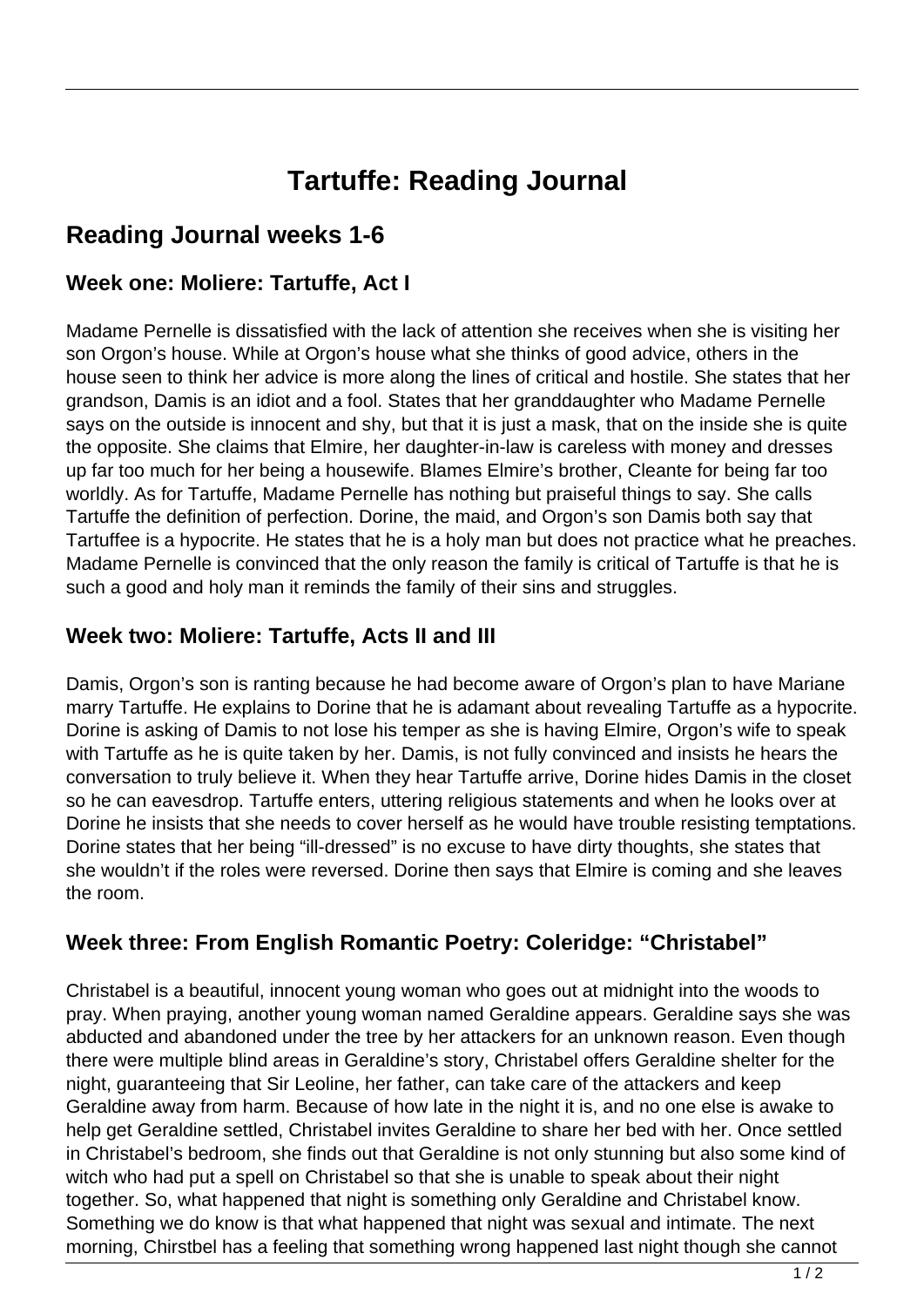# Tartuffe: Reading Journal

## Reading Journal weeks 1-6

### Week one: Moliere: Tartuffe, Act I

Madame Pernelle is dissatisfied with the lack of attention she receives when she is visiting her son Orgon's house. While at Orgon's house what she thinks of good advice, others in the house seen to think her advice is more along the lines of critical and hostile. She states that her grandson, Damis is an idiot and a fool. States that her granddaughter who Madame Pernelle says on the outside is innocent and shy, but that it is just a mask, that on the inside she is quite the opposite. She claims that Elmire, her daughter-in-law is careless with money and dresses up far too much for her being a housewife. Blames Elmire's brother, Cleante for being far too worldly. As for Tartuffe, Madame Pernelle has nothing but praiseful things to say. She calls Tartuffe the definition of perfection. Dorine, the maid, and Orgon's son Damis both say that Tartuffee is a hypocrite. He states that he is a holy man but does not practice what he preaches. Madame Pernelle is convinced that the only reason the family is critical of Tartuffe is that he is such a good and holy man it reminds the family of their sins and struggles.

### Week two: Moliere: Tartuffe, Acts II and III

Damis, Orgon's son is ranting because he had become aware of Orgon's plan to have Mariane marry Tartuffe. He explains to Dorine that he is adamant about revealing Tartuffe as a hypocrite. Dorine is asking of Damis to not lose his temper as she is having Elmire, Orgon's wife to speak with Tartuffe as he is quite taken by her. Damis, is not fully convinced and insists he hears the conversation to truly believe it. When they hear Tartuffe arrive, Dorine hides Damis in the closet so he can eavesdrop. Tartuffe enters, uttering religious statements and when he looks over at Dorine he insists that she needs to cover herself as he would have trouble resisting temptations. Dorine states that her being "ill-dressed" is no excuse to have dirty thoughts, she states that she wouldn't if the roles were reversed. Dorine then says that Elmire is coming and she leaves the room.

### Week three: From English Romantic Poetry: Coleridge: "Christabel"

Christabel is a beautiful, innocent young woman who goes out at midnight into the woods to pray. When praying, another young woman named Geraldine appears. Geraldine says she was abducted and abandoned under the tree by her attackers for an unknown reason. Even though there were multiple blind areas in Geraldine's story, Christabel offers Geraldine shelter for the night, guaranteeing that Sir Leoline, her father, can take care of the attackers and keep Geraldine away from harm. Because of how late in the night it is, and no one else is awake to help get Geraldine settled, Christabel invites Geraldine to share her bed with her. Once settled in Christabel's bedroom, she finds out that Geraldine is not only stunning but also some kind of witch who had put a spell on Christabel so that she is unable to speak about their night together. So, what happened that night is something only Geraldine and Christabel know. Something we do know is that what happened that night was sexual and intimate. The next morning, Chirstbel has a feeling that something wrong happened last night though she cannot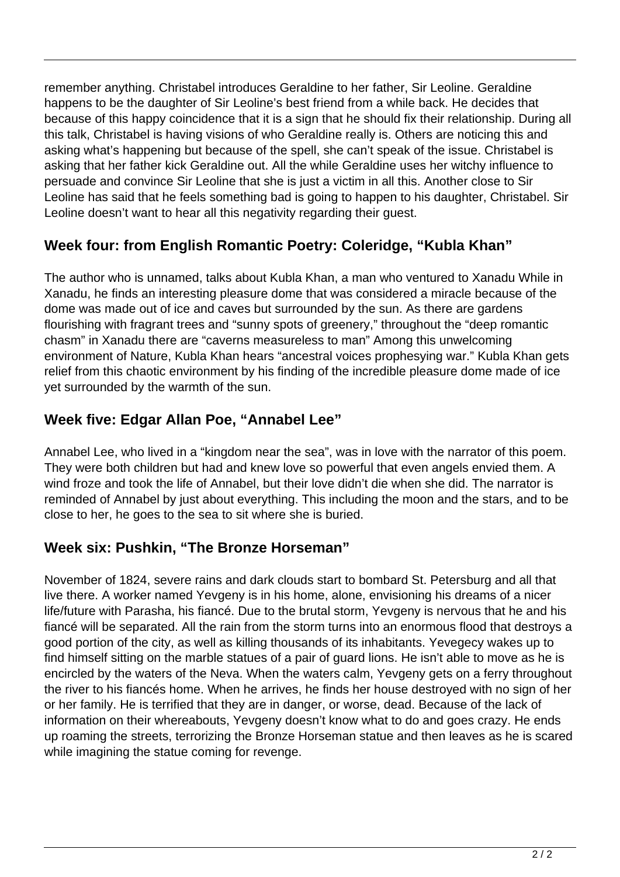remember anything. Christabel introduces Geraldine to her father, Sir Leoline. Geraldine happens to be the daughter of Sir Leoline's best friend from a while back. He decides that because of this happy coincidence that it is a sign that he should fix their relationship. During all this talk, Christabel is having visions of who Geraldine really is. Others are noticing this and asking what's happening but because of the spell, she can't speak of the issue. Christabel is asking that her father kick Geraldine out. All the while Geraldine uses her witchy influence to persuade and convince Sir Leoline that she is just a victim in all this. Another close to Sir Leoline has said that he feels something bad is going to happen to his daughter, Christabel. Sir Leoline doesn't want to hear all this negativity regarding their guest.

## Week four: from English Romantic Poetry: Coleridge, "Kubla Khan"

The author who is unnamed, talks about Kubla Khan, a man who ventured to Xanadu While in Xanadu, he finds an interesting pleasure dome that was considered a miracle because of the dome was made out of ice and caves but surrounded by the sun. As there are gardens flourishing with fragrant trees and "sunny spots of greenery," throughout the "deep romantic chasm" in Xanadu there are "caverns measureless to man" Among this unwelcoming environment of Nature, Kubla Khan hears "ancestral voices prophesying war." Kubla Khan gets relief from this chaotic environment by his finding of the incredible pleasure dome made of ice yet surrounded by the warmth of the sun.

## Week five: Edgar Allan Poe, "Annabel Lee"

Annabel Lee, who lived in a "kingdom near the sea", was in love with the narrator of this poem. They were both children but had and knew love so powerful that even angels envied them. A wind froze and took the life of Annabel, but their love didn't die when she did. The narrator is reminded of Annabel by just about everything. This including the moon and the stars, and to be close to her, he goes to the sea to sit where she is buried.

## Week six: Pushkin, "The Bronze Horseman"

November of 1824, severe rains and dark clouds start to bombard St. Petersburg and all that live there. A worker named Yevgeny is in his home, alone, envisioning his dreams of a nicer life/future with Parasha, his fiancé. Due to the brutal storm, Yevgeny is nervous that he and his fiancé will be separated. All the rain from the storm turns into an enormous flood that destroys a good portion of the city, as well as killing thousands of its inhabitants. Yevegecy wakes up to find himself sitting on the marble statues of a pair of guard lions. He isn't able to move as he is encircled by the waters of the Neva. When the waters calm, Yevgeny gets on a ferry throughout the river to his fiancés home. When he arrives, he finds her house destroyed with no sign of her or her family. He is terrified that they are in danger, or worse, dead. Because of the lack of information on their whereabouts, Yevgeny doesn't know what to do and goes crazy. He ends up roaming the streets, terrorizing the Bronze Horseman statue and then leaves as he is scared while imagining the statue coming for revenge.